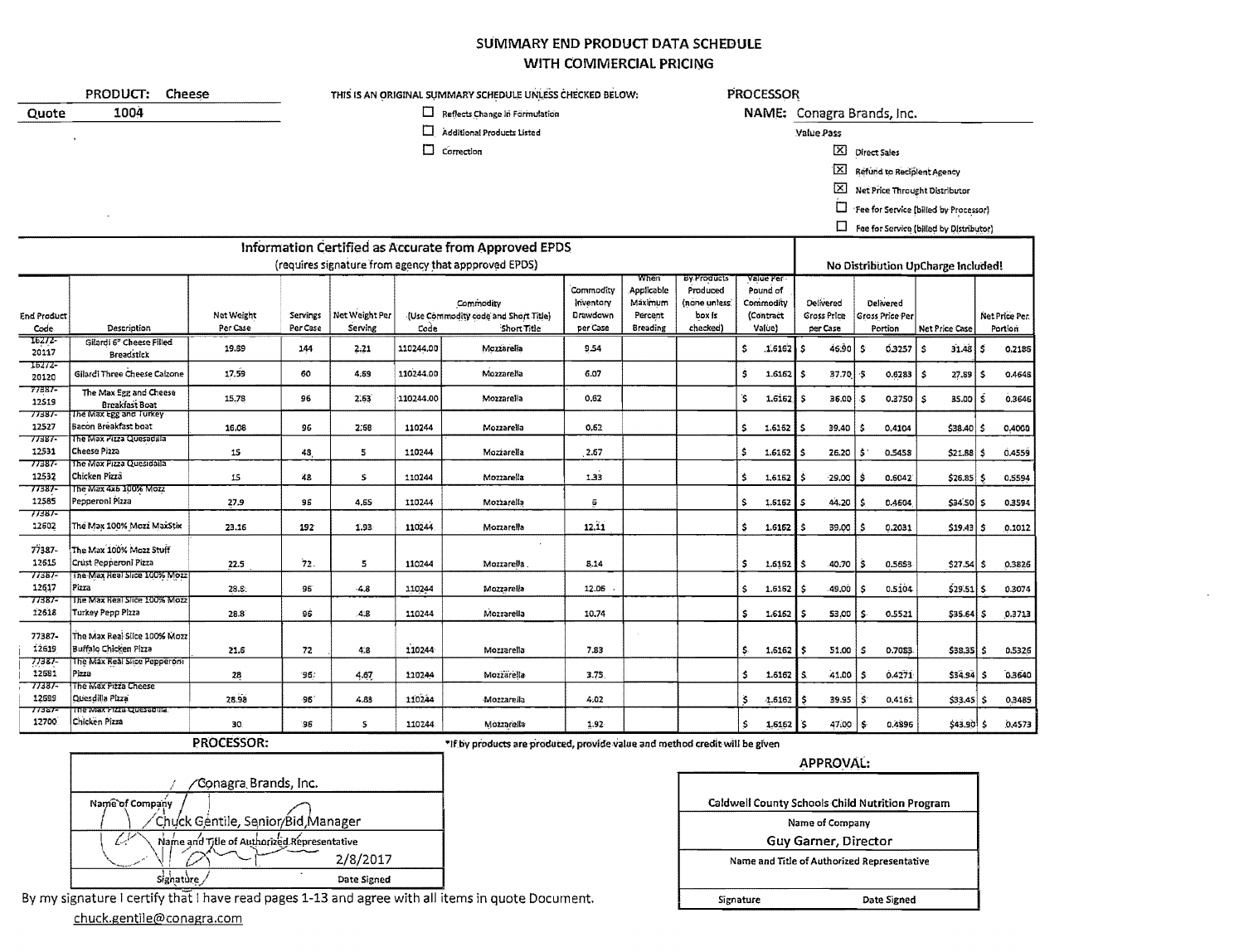# SUMMARY END PRODUCT DATA SCHEDULE WITH COMMERCIAL PRICING

**PRODUCT:** Cheese

**Quote** 1004

THIS IS AN ORIGINAL SUMMARY SCHEDULE UNLESS CHECKED BELOW:

- ☐ Reflects Change in Formulation
- ☐ Additional Products Listed
- ☐ Correction

**PROCESSOR**

**NAME:** Conagra Brands, Inc.

Value Pass

- ☒ Direct Sales
- ☒ Refund to Recipient Agency
- ☒ Net Price Through Distributor
- ☐ Fee for Service (billed by Processor)
- ☐ Fee for Service (billed by Distributor)

| Information Certified as Accurate from Approved EPDS (requires signature from agency that appproved EPDS) | | | | | | | | | | | No Distribution UpCharge Included! | | | |
|---|---|---|---|---|---|---|---|---|---|---|---|---|---|---|
| End Product Code | Description | Net Weight Per Case | Servings Per Case | Net Weight Per Serving | Commodity (Use Commodity code and Short Title) Code | Short Title | Commodity Inventory Drawdown per Case | When Applicable Maximum Percent Breading | By Products Produced (none unless box is checked) | Value Per Pound of Commodity (Contract Value) | Delivered Gross Price per Case | Delivered Gross Price Per Portion | Net Price Case | Net Price Per Portion |
| 16272-20117 | Gilardi 6" Cheese Filled Breadstick | 19.89 | 144 | 2.21 | 110244.00 | Mozzarella | 9.54 | | | $ 1.6162 | $ 46.90 | $ 0.3257 | $ 31.48 | $ 0.2186 |
| 16272-20120 | Gilardi Three Cheese Calzone | 17.59 | 60 | 4.69 | 110244.00 | Mozzarella | 6.07 | | | $ 1.6162 | $ 37.70 | $ 0.6283 | $ 27.89 | $ 0.4648 |
| 77387-12519 | The Max Egg and Cheese Breakfast Boat | 15.78 | 96 | 2.63 | 110244.00 | Mozzarella | 0.62 | | | $ 1.6162 | $ 36.00 | $ 0.3750 | $ 35.00 | $ 0.3646 |
| 77387-12527 | The Max Egg and Turkey Bacon Breakfast boat | 16.08 | 96 | 2.68 | 110244 | Mozzarella | 0.62 | | | $ 1.6162 | $ 39.40 | $ 0.4104 | $38.40 | $ 0.4000 |
| 77387-12531 | The Max Pizza Quesadilla Cheese Pizza | 15 | 48 | 5 | 110244 | Mozzarella | 2.67 | | | $ 1.6162 | $ 26.20 | $ 0.5458 | $21.88 | $ 0.4559 |
| 77387-12532 | The Max Pizza Quesidalla Chicken Pizza | 15 | 48 | 5 | 110244 | Mozzarella | 1.33 | | | $ 1.6162 | $ 29.00 | $ 0.6042 | $26.85 | $ 0.5594 |
| 77387-12585 | The Max 4x6 100% Mozz Pepperoni Pizza | 27.9 | 96 | 4.65 | 110244 | Mozzarella | 6 | | | $ 1.6162 | $ 44.20 | $ 0.4604 | $34.50 | $ 0.3594 |
| 77387-12602 | The Max 100% Mozz MaxStix | 23.16 | 192 | 1.93 | 110244 | Mozzarella | 12.11 | | | $ 1.6162 | $ 39.00 | $ 0.2031 | $19.43 | $ 0.1012 |
| 77387-12615 | The Max 100% Mozz Stuff Crust Pepperoni Pizza | 22.5 | 72 | 5 | 110244 | Mozzarella | 8.14 | | | $ 1.6162 | $ 40.70 | $ 0.5653 | $27.54 | $ 0.3826 |
| 77387-12617 | The Max Real Slice 100% Mozz Pizza | 28.8 | 96 | 4.8 | 110244 | Mozzarella | 12.06 | | | $ 1.6162 | $ 49.00 | $ 0.5104 | $29.51 | $ 0.3074 |
| 77387-12618 | The Max Real Slice 100% Mozz Turkey Pepp Pizza | 28.8 | 96 | 4.8 | 110244 | Mozzarella | 10.74 | | | $ 1.6162 | $ 53.00 | $ 0.5521 | $35.64 | $ 0.3713 |
| 77387-12619 | The Max Real Slice 100% Mozz Buffalo Chicken Pizza | 21.6 | 72 | 4.8 | 110244 | Mozzarella | 7.83 | | | $ 1.6162 | $ 51.00 | $ 0.7083 | $38.35 | $ 0.5326 |
| 77387-12681 | The Max Real Slice Pepperoni Pizza | 28 | 96 | 4.67 | 110244 | Mozzarella | 3.75 | | | $ 1.6162 | $ 41.00 | $ 0.4271 | $34.94 | $ 0.3640 |
| 77387-12699 | The Max Pizza Cheese Quesdilla Pizza | 28.98 | 96 | 4.83 | 110244 | Mozzarella | 4.02 | | | $ 1.6162 | $ 39.95 | $ 0.4161 | $33.45 | $ 0.3485 |
| 77387-12700 | The Max Pizza Quesadilla Chicken Pizza | 30 | 96 | 5 | 110244 | Mozzarella | 1.92 | | | $ 1.6162 | $ 47.00 | $ 0.4896 | $43.90 | $ 0.4573 |

*If by products are produced, provide value and method credit will be given

**PROCESSOR:**

| |
|---|
| Conagra Brands, Inc. |
| Name of Company |
| Chuck Gentile, Senior Bid Manager |
| Name and Title of Authorized Representative |
| 2/8/2017 |
| Signature / Date Signed |

By my signature I certify that I have read pages 1-13 and agree with all items in quote Document.

chuck.gentile@conagra.com

**APPROVAL:**

| |
|---|
| Caldwell County Schools Child Nutrition Program |
| Name of Company |
| Guy Garner, Director |
| Name and Title of Authorized Representative |
| Signature / Date Signed |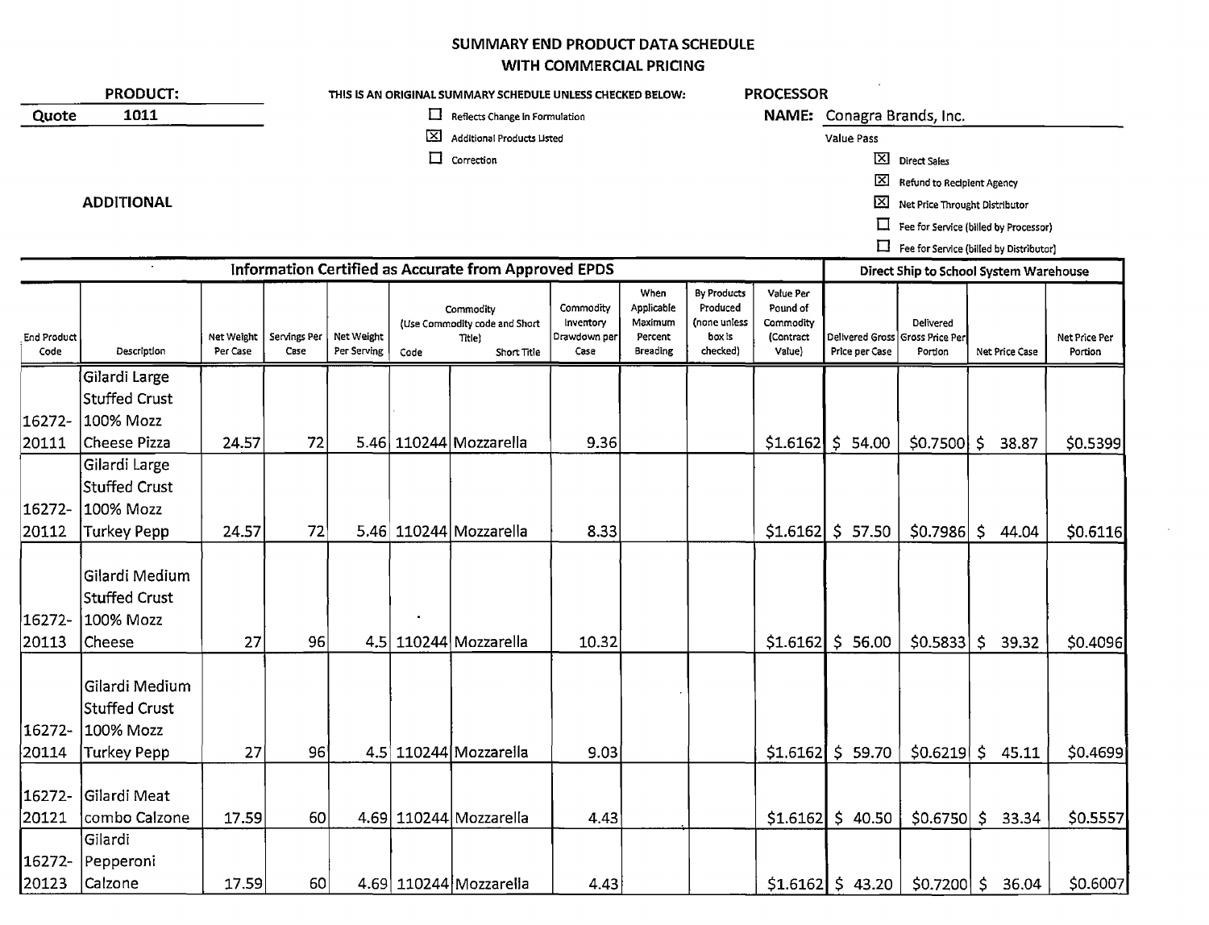# SUMMARY END PRODUCT DATA SCHEDULE
## WITH COMMERCIAL PRICING

**PRODUCT:**

**Quote** 1011

**ADDITIONAL**

THIS IS AN ORIGINAL SUMMARY SCHEDULE UNLESS CHECKED BELOW:

- ☐ Reflects Change in Formulation
- ☒ Additional Products Listed
- ☐ Correction

**PROCESSOR NAME:** Conagra Brands, Inc.

Value Pass

- ☒ Direct Sales
- ☒ Refund to Recipient Agency
- ☒ Net Price Throught Distributor
- ☐ Fee for Service (billed by Processor)
- ☐ Fee for Service (billed by Distributor)

| Information Certified as Accurate from Approved EPDS | | | | | | | | | | | | Direct Ship to School System Warehouse | | | |
|---|---|---|---|---|---|---|---|---|---|---|---|---|---|---|---|
| End Product Code | Description | Net Weight Per Case | Servings Per Case | Net Weight Per Serving | Commodity (Use Commodity code and Short Title) Code | Short Title | Commodity Inventory Drawdown per Case | When Applicable Maximum Percent Breading | By Products Produced (none unless box is checked) | Value Per Pound of Commodity (Contract Value) | Delivered Gross Price per Case | Delivered Gross Price Per Portion | Net Price Case | Net Price Per Portion |
| 16272-20111 | Gilardi Large Stuffed Crust 100% Mozz Cheese Pizza | 24.57 | 72 | 5.46 | 110244 | Mozzarella | 9.36 | | | $1.6162 | $ 54.00 | $0.7500 | $ 38.87 | $0.5399 |
| 16272-20112 | Gilardi Large Stuffed Crust 100% Mozz Turkey Pepp | 24.57 | 72 | 5.46 | 110244 | Mozzarella | 8.33 | | | $1.6162 | $ 57.50 | $0.7986 | $ 44.04 | $0.6116 |
| 16272-20113 | Gilardi Medium Stuffed Crust 100% Mozz Cheese | 27 | 96 | 4.5 | 110244 | Mozzarella | 10.32 | | | $1.6162 | $ 56.00 | $0.5833 | $ 39.32 | $0.4096 |
| 16272-20114 | Gilardi Medium Stuffed Crust 100% Mozz Turkey Pepp | 27 | 96 | 4.5 | 110244 | Mozzarella | 9.03 | | | $1.6162 | $ 59.70 | $0.6219 | $ 45.11 | $0.4699 |
| 16272-20121 | Gilardi Meat combo Calzone | 17.59 | 60 | 4.69 | 110244 | Mozzarella | 4.43 | | | $1.6162 | $ 40.50 | $0.6750 | $ 33.34 | $0.5557 |
| 16272-20123 | Gilardi Pepperoni Calzone | 17.59 | 60 | 4.69 | 110244 | Mozzarella | 4.43 | | | $1.6162 | $ 43.20 | $0.7200 | $ 36.04 | $0.6007 |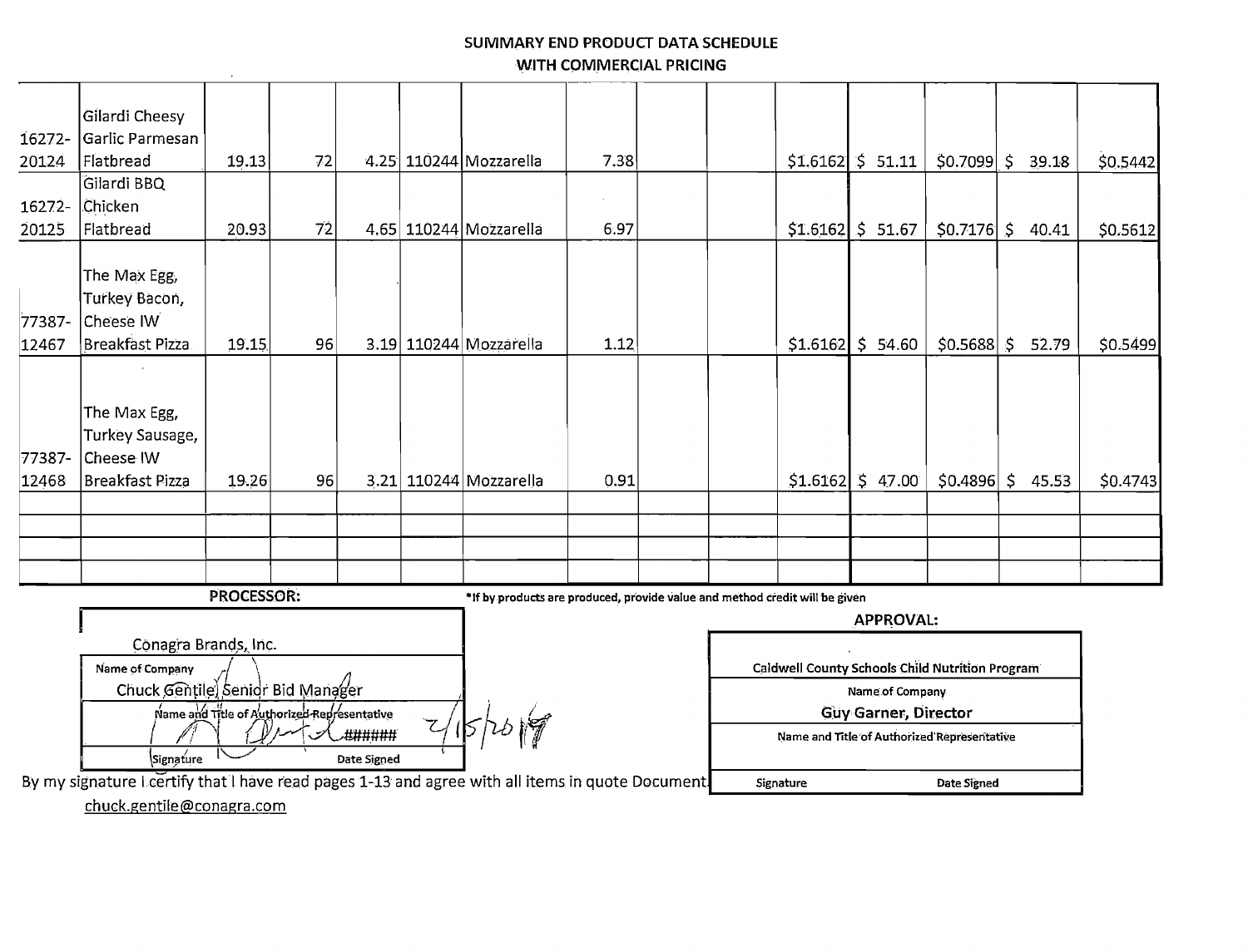## SUMMARY END PRODUCT DATA SCHEDULE
## WITH COMMERCIAL PRICING

| | | | | | | | | | | | | | | |
|---|---|---|---|---|---|---|---|---|---|---|---|---|---|---|
| 16272-20124 | Gilardi Cheesy Garlic Parmesan Flatbread | 19.13 | 72 | 4.25 | 110244 | Mozzarella | 7.38 | | | $1.6162 | $ 51.11 | $0.7099 | $ 39.18 | $0.5442 |
| 16272-20125 | Gilardi BBQ Chicken Flatbread | 20.93 | 72 | 4.65 | 110244 | Mozzarella | 6.97 | | | $1.6162 | $ 51.67 | $0.7176 | $ 40.41 | $0.5612 |
| 77387-12467 | The Max Egg, Turkey Bacon, Cheese IW Breakfast Pizza | 19.15 | 96 | 3.19 | 110244 | Mozzarella | 1.12 | | | $1.6162 | $ 54.60 | $0.5688 | $ 52.79 | $0.5499 |
| 77387-12468 | The Max Egg, Turkey Sausage, Cheese IW Breakfast Pizza | 19.26 | 96 | 3.21 | 110244 | Mozzarella | 0.91 | | | $1.6162 | $ 47.00 | $0.4896 | $ 45.53 | $0.4743 |
| | | | | | | | | | | | | | | |
| | | | | | | | | | | | | | | |
| | | | | | | | | | | | | | | |
| | | | | | | | | | | | | | | |

**PROCESSOR:**

*If by products are produced, provide value and method credit will be given

Conagra Brands, Inc.

Name of Company

Chuck Gentile, Senior Bid Manager

Name and Title of Authorized Representative

Signature | ###### | 2/15/2019

Date Signed

By my signature I certify that I have read pages 1-13 and agree with all items in quote Document.

chuck.gentile@conagra.com

**APPROVAL:**

Caldwell County Schools Child Nutrition Program

Name of Company

Guy Garner, Director

Name and Title of Authorized Representative

Signature | Date Signed